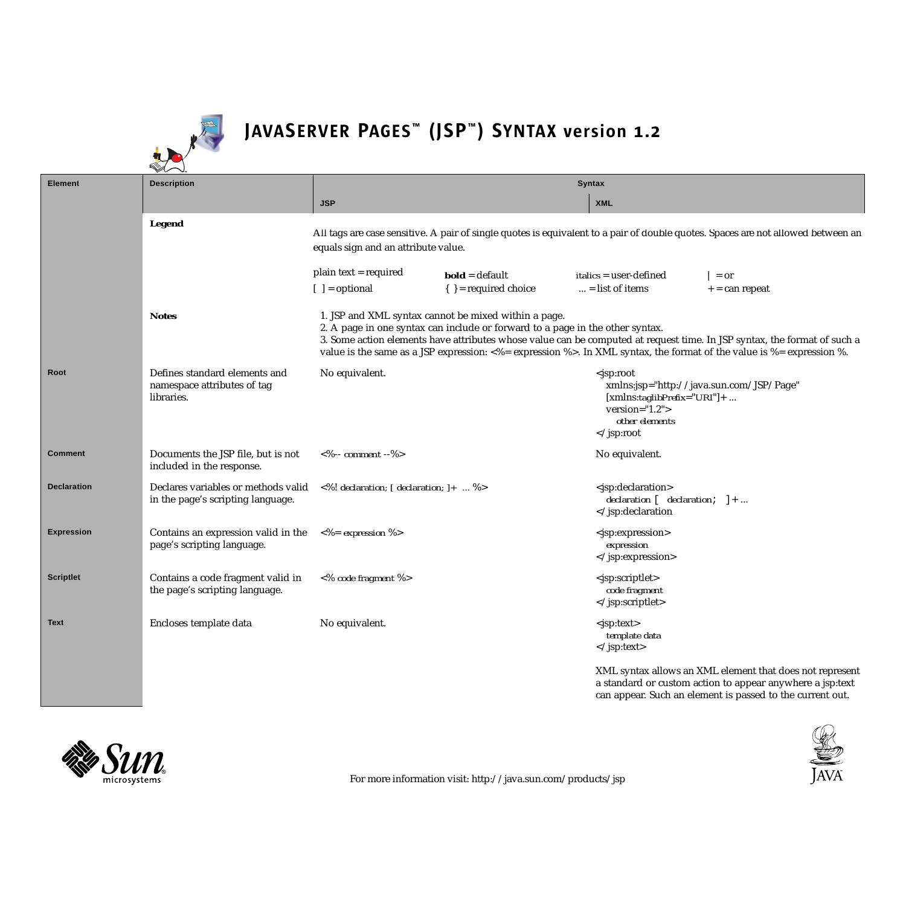# JAVASERVER PAGES™ (JSP™) SYNTAX version 1.2

| Element | Description | Syntax: JSP | Syntax: XML |
|---|---|---|---|
| | **Legend** | All tags are case sensitive. A pair of single quotes is equivalent to a pair of double quotes. Spaces are not allowed between an equals sign and an attribute value.<br><br>plain text = required; **bold** = default; *italics* = user-defined; \| = or; [ ] = optional; { } = required choice; ... = list of items; + = can repeat | |
| | **Notes** | 1. JSP and XML syntax cannot be mixed within a page.<br>2. A page in one syntax can include or forward to a page in the other syntax.<br>3. Some action elements have attributes whose value can be computed at request time. In JSP syntax, the format of such a value is the same as a JSP expression: <%= expression %>. In XML syntax, the format of the value is %= expression %. | |
| **Root** | Defines standard elements and namespace attributes of tag libraries. | No equivalent. | <jsp:root xmlns:jsp="http://java.sun.com/JSP/Page" [xmlns:*taglibPrefix*="*URI*"]+ ... version="1.2"> *other elements* </jsp:root> |
| **Comment** | Documents the JSP file, but is not included in the response. | <%-- *comment* --%> | No equivalent. |
| **Declaration** | Declares variables or methods valid in the page's scripting language. | <%! *declaration*; [ *declaration*; ]+ ... %> | <jsp:declaration> *declaration*; [ *declaration*; ]+ ... </jsp:declaration> |
| **Expression** | Contains an expression valid in the page's scripting language. | <%= *expression* %> | <jsp:expression> *expression* </jsp:expression> |
| **Scriptlet** | Contains a code fragment valid in the page's scripting language. | <% *code fragment* %> | <jsp:scriptlet> *code fragment* </jsp:scriptlet> |
| **Text** | Encloses template data | No equivalent. | <jsp:text> *template data* </jsp:text><br><br>XML syntax allows an XML element that does not represent a standard or custom action to appear anywhere a jsp:text can appear. Such an element is passed to the current out. |

For more information visit: http://java.sun.com/products/jsp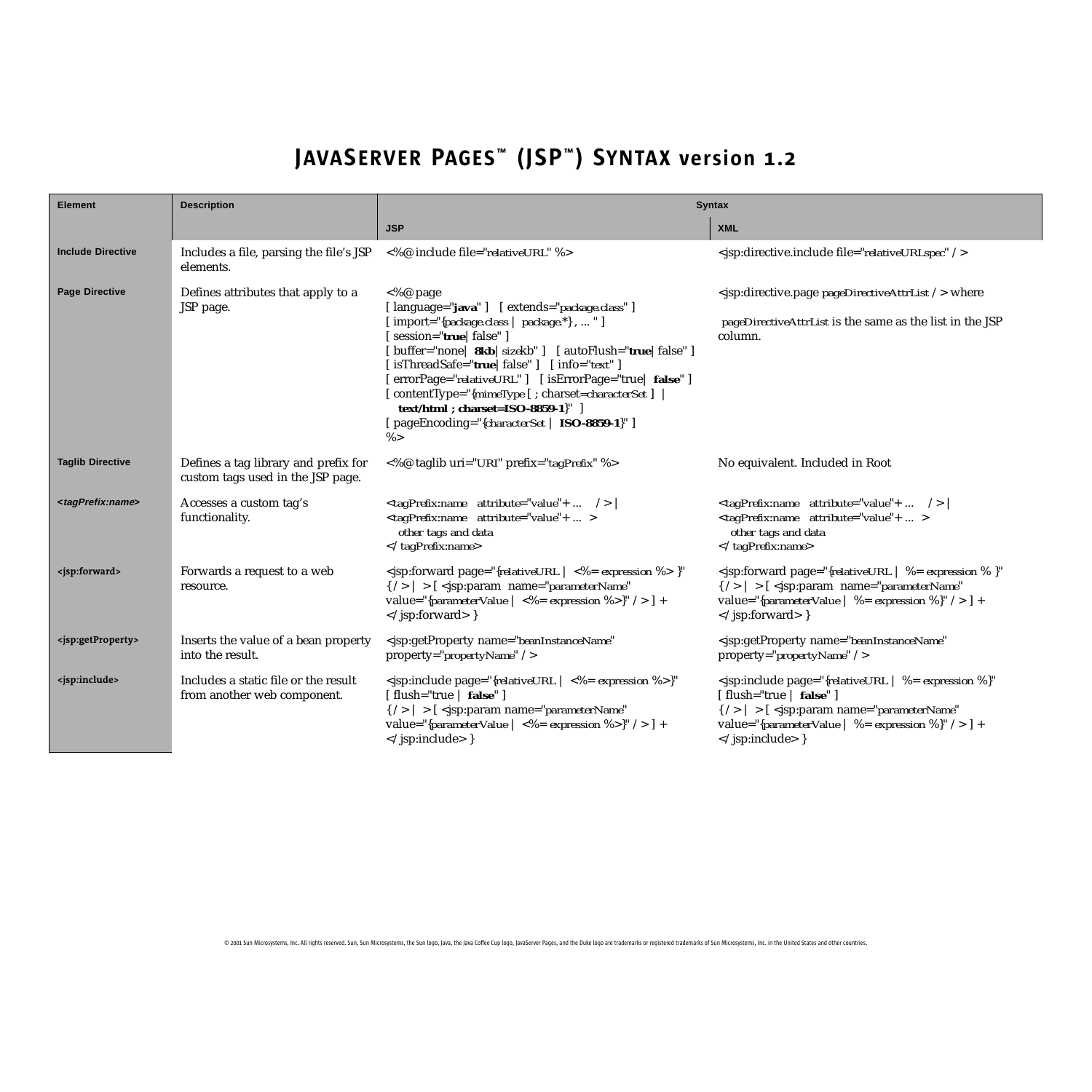# JavaServer Pages™ (JSP™) Syntax version 1.2

| Element | Description | Syntax | |
|---|---|---|---|
| | | **JSP** | **XML** |
| **Include Directive** | Includes a file, parsing the file's JSP elements. | <%@ include file="relativeURL" %> | <jsp:directive.include file="relativeURLspec" /> |
| **Page Directive** | Defines attributes that apply to a JSP page. | <%@ page<br>[ language="**java**" ] [ extends="package.class" ]<br>[ import="{package.class \| package.*}, ... " ]<br>[ session="**true**\| false" ]<br>[ buffer="none\| **8kb**\| sizekb" ] [ autoFlush="**true**\| false" ]<br>[ isThreadSafe="**true**\| false" ] [ info="text" ]<br>[ errorPage="relativeURL" ] [ isErrorPage="true\| **false**" ]<br>[ contentType="{mimeType [ ; charset=characterSet ] \|<br>**text/html ; charset=ISO-8859-1**}" ]<br>[ pageEncoding="{characterSet \| **ISO-8859-1**}" ]<br>%> | <jsp:directive.page pageDirectiveAttrList /> where<br><br>pageDirectiveAttrList is the same as the list in the JSP column. |
| **Taglib Directive** | Defines a tag library and prefix for custom tags used in the JSP page. | <%@ taglib uri="URI" prefix="tagPrefix" %> | No equivalent. Included in Root |
| ***<tagPrefix:name>*** | Accesses a custom tag's functionality. | <tagPrefix:name attribute="value"+ ... /> \|<br><tagPrefix:name attribute="value"+ ... ><br>other tags and data<br></tagPrefix:name> | <tagPrefix:name attribute="value"+ ... /> \|<br><tagPrefix:name attribute="value"+ ... ><br>other tags and data<br></tagPrefix:name> |
| **<jsp:forward>** | Forwards a request to a web resource. | <jsp:forward page="{relativeURL \| <%= expression %> }"<br>{/> \| > [ <jsp:param name="parameterName"<br>value="{parameterValue \| <%= expression %>}" /> ] +<br></jsp:forward> } | <jsp:forward page="{relativeURL \| %= expression % }"<br>{/> \| > [ <jsp:param name="parameterName"<br>value="{parameterValue \| %= expression %}" /> ] +<br></jsp:forward> } |
| **<jsp:getProperty>** | Inserts the value of a bean property into the result. | <jsp:getProperty name="beanInstanceName"<br>property="propertyName" /> | <jsp:getProperty name="beanInstanceName"<br>property="propertyName" /> |
| **<jsp:include>** | Includes a static file or the result from another web component. | <jsp:include page="{relativeURL \| <%= expression %>}"<br>[ flush="true \| **false**" ]<br>{/> \| > [ <jsp:param name="parameterName"<br>value="{parameterValue \| <%= expression %>}" /> ] +<br></jsp:include> } | <jsp:include page="{relativeURL \| %= expression %}"<br>[ flush="true \| **false**" ]<br>{/> \| > [ <jsp:param name="parameterName"<br>value="{parameterValue \| %= expression %}" /> ] +<br></jsp:include> } |

© 2001 Sun Microsystems, Inc. All rights reserved. Sun, Sun Microsystems, the Sun logo, Java, the Java Coffee Cup logo, JavaServer Pages, and the Duke logo are trademarks or registered trademarks of Sun Microsystems, Inc. in the United States and other countries.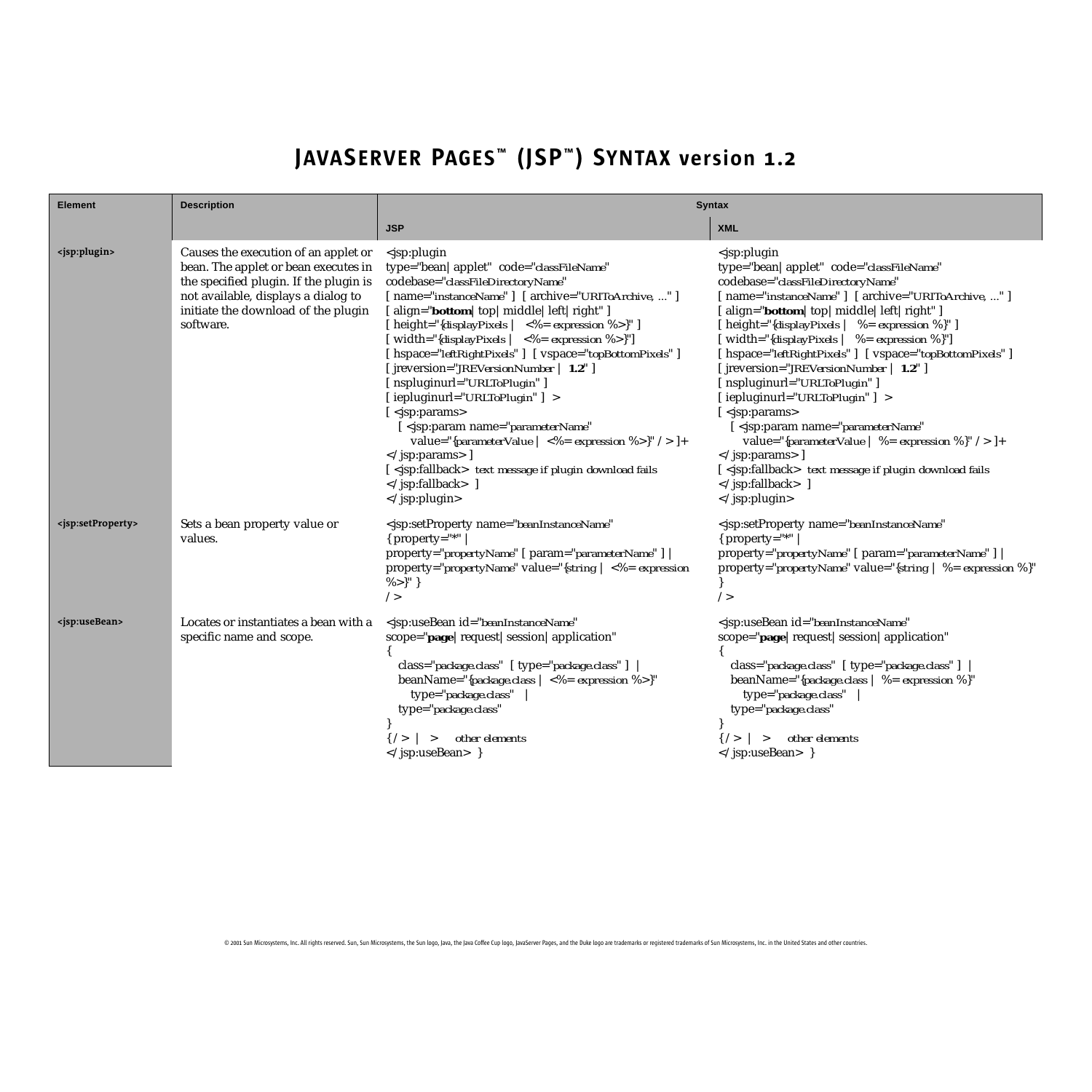# JAVASERVER PAGES™ (JSP™) SYNTAX version 1.2

| Element | Description | Syntax | |
|---|---|---|---|
| | | JSP | XML |
| **<jsp:plugin>** | Causes the execution of an applet or bean. The applet or bean executes in the specified plugin. If the plugin is not available, displays a dialog to initiate the download of the plugin software. | <jsp:plugin<br>type="bean\| applet" code="classFileName"<br>codebase="classFileDirectoryName"<br>[ name="instanceName" ] [ archive="URIToArchive, ..." ]<br>[ align="**bottom**\| top\| middle\| left\| right" ]<br>[ height="{displayPixels \| <%= expression %>}" ]<br>[ width="{displayPixels \| <%= expression %>}"]<br>[ hspace="leftRightPixels" ] [ vspace="topBottomPixels" ]<br>[ jreversion="JREVersionNumber \| **1.2**" ]<br>[ nspluginurl="URLToPlugin" ]<br>[ iepluginurl="URLToPlugin" ] ><br>[ <jsp:params><br>[ <jsp:param name="parameterName"<br>value="{parameterValue \| <%= expression %>}" / > ]+<br></ jsp:params> ]<br>[ <jsp:fallback> text message if plugin download fails<br></ jsp:fallback> ]<br></ jsp:plugin> | <jsp:plugin<br>type="bean\| applet" code="classFileName"<br>codebase="classFileDirectoryName"<br>[ name="instanceName" ] [ archive="URIToArchive, ..." ]<br>[ align="**bottom**\| top\| middle\| left\| right" ]<br>[ height="{displayPixels \| %= expression %}" ]<br>[ width="{displayPixels \| %= expression %}"]<br>[ hspace="leftRightPixels" ] [ vspace="topBottomPixels" ]<br>[ jreversion="JREVersionNumber \| **1.2**" ]<br>[ nspluginurl="URLToPlugin" ]<br>[ iepluginurl="URLToPlugin" ] ><br>[ <jsp:params><br>[ <jsp:param name="parameterName"<br>value="{parameterValue \| %= expression %}" / > ]+<br></ jsp:params> ]<br>[ <jsp:fallback> text message if plugin download fails<br></ jsp:fallback> ]<br></ jsp:plugin> |
| **<jsp:setProperty>** | Sets a bean property value or values. | <jsp:setProperty name="beanInstanceName"<br>{ property="*" \|<br>property="propertyName" [ param="parameterName" ] \|<br>property="propertyName" value="{string \| <%= expression %>}" }<br>/ > | <jsp:setProperty name="beanInstanceName"<br>{ property="*" \|<br>property="propertyName" [ param="parameterName" ] \|<br>property="propertyName" value="{string \| %= expression %}" }<br>/ > |
| **<jsp:useBean>** | Locates or instantiates a bean with a specific name and scope. | <jsp:useBean id="beanInstanceName"<br>scope="**page**\| request\| session\| application"<br>{<br>class="package.class" [ type="package.class" ] \|<br>beanName="{package.class \| <%= expression %>}"<br>type="package.class" \|<br>type="package.class"<br>}<br>{/ > \| > other elements<br></ jsp:useBean> } | <jsp:useBean id="beanInstanceName"<br>scope="**page**\| request\| session\| application"<br>{<br>class="package.class" [ type="package.class" ] \|<br>beanName="{package.class \| %= expression %}"<br>type="package.class" \|<br>type="package.class"<br>}<br>{/ > \| > other elements<br></ jsp:useBean> } |

© 2001 Sun Microsystems, Inc. All rights reserved. Sun, Sun Microsystems, the Sun logo, Java, the Java Coffee Cup logo, JavaServer Pages, and the Duke logo are trademarks or registered trademarks of Sun Microsystems, Inc. in the United States and other countries.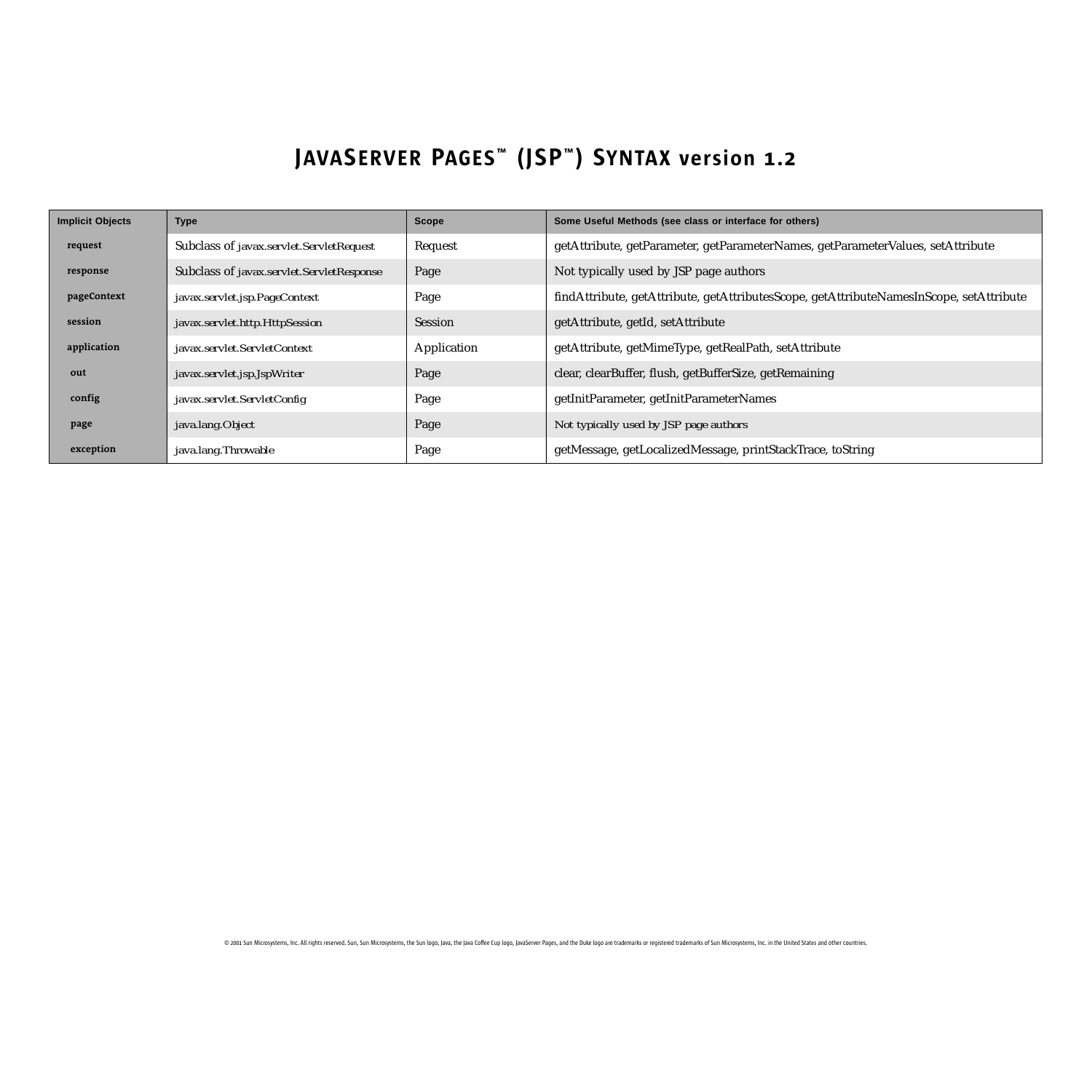# JavaServer Pages™ (JSP™) Syntax version 1.2

| Implicit Objects | Type | Scope | Some Useful Methods (see class or interface for others) |
| --- | --- | --- | --- |
| request | Subclass of javax.servlet.ServletRequest | Request | getAttribute, getParameter, getParameterNames, getParameterValues, setAttribute |
| response | Subclass of javax.servlet.ServletResponse | Page | Not typically used by JSP page authors |
| pageContext | javax.servlet.jsp.PageContext | Page | findAttribute, getAttribute, getAttributesScope, getAttributeNamesInScope, setAttribute |
| session | javax.servlet.http.HttpSession | Session | getAttribute, getId, setAttribute |
| application | javax.servlet.ServletContext | Application | getAttribute, getMimeType, getRealPath, setAttribute |
| out | javax.servlet.jsp.JspWriter | Page | clear, clearBuffer, flush, getBufferSize, getRemaining |
| config | javax.servlet.ServletConfig | Page | getInitParameter, getInitParameterNames |
| page | java.lang.Object | Page | Not typically used by JSP page authors |
| exception | java.lang.Throwable | Page | getMessage, getLocalizedMessage, printStackTrace, toString |

© 2001 Sun Microsystems, Inc. All rights reserved. Sun, Sun Microsystems, the Sun logo, Java, the Java Coffee Cup logo, JavaServer Pages, and the Duke logo are trademarks or registered trademarks of Sun Microsystems, Inc. in the United States and other countries.